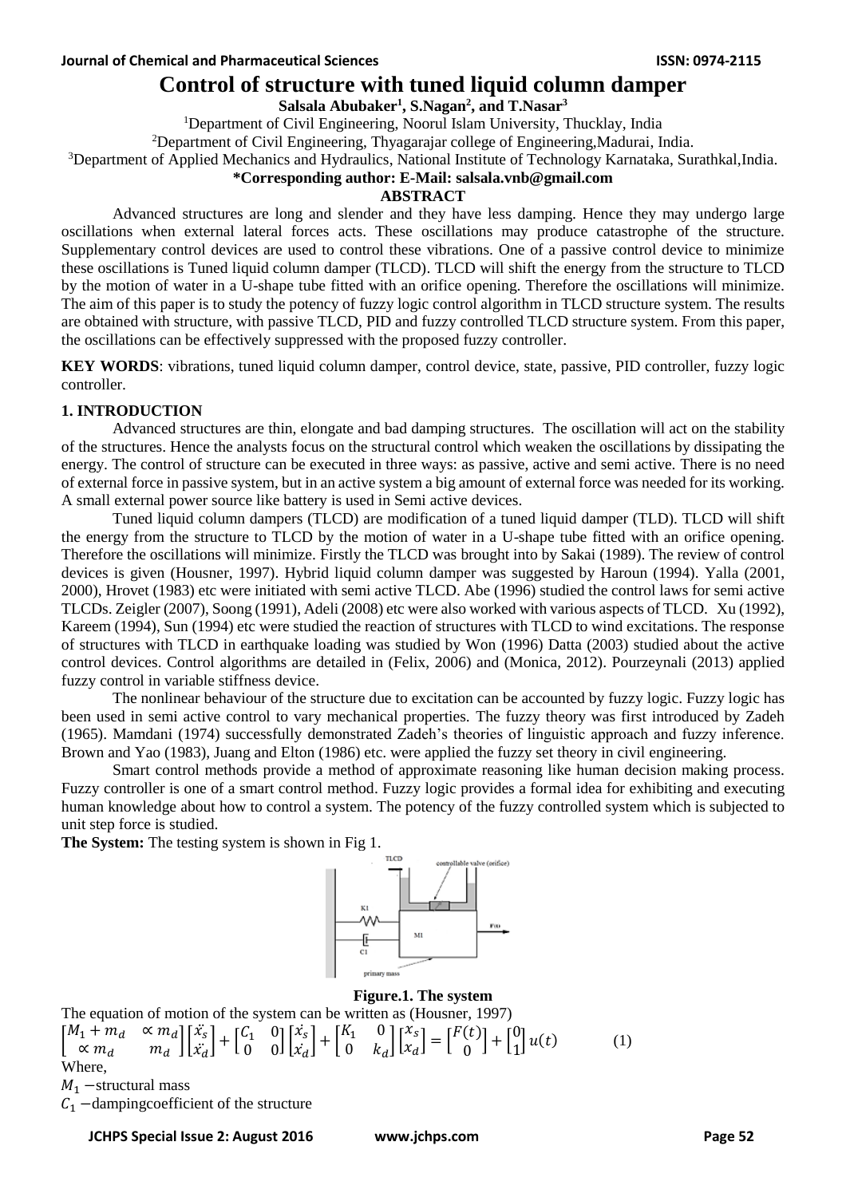# Control of structure with tuned liquid column damper

**Salsala Abubaker[1], S.Nagan[2], and T.Nasar[3]**

[1]Department of Civil Engineering, Noorul Islam University, Thucklay, India

[2]Department of Civil Engineering, Thyagarajar college of Engineering,Madurai, India.

[3]Department of Applied Mechanics and Hydraulics, National Institute of Technology Karnataka, Surathkal,India.

**\*Corresponding author: E-Mail: salsala.vnb@gmail.com**

## ABSTRACT

Advanced structures are long and slender and they have less damping. Hence they may undergo large oscillations when external lateral forces acts. These oscillations may produce catastrophe of the structure. Supplementary control devices are used to control these vibrations. One of a passive control device to minimize these oscillations is Tuned liquid column damper (TLCD). TLCD will shift the energy from the structure to TLCD by the motion of water in a U-shape tube fitted with an orifice opening. Therefore the oscillations will minimize. The aim of this paper is to study the potency of fuzzy logic control algorithm in TLCD structure system. The results are obtained with structure, with passive TLCD, PID and fuzzy controlled TLCD structure system. From this paper, the oscillations can be effectively suppressed with the proposed fuzzy controller.

**KEY WORDS**: vibrations, tuned liquid column damper, control device, state, passive, PID controller, fuzzy logic controller.

## 1. INTRODUCTION

Advanced structures are thin, elongate and bad damping structures. The oscillation will act on the stability of the structures. Hence the analysts focus on the structural control which weaken the oscillations by dissipating the energy. The control of structure can be executed in three ways: as passive, active and semi active. There is no need of external force in passive system, but in an active system a big amount of external force was needed for its working. A small external power source like battery is used in Semi active devices.

Tuned liquid column dampers (TLCD) are modification of a tuned liquid damper (TLD). TLCD will shift the energy from the structure to TLCD by the motion of water in a U-shape tube fitted with an orifice opening. Therefore the oscillations will minimize. Firstly the TLCD was brought into by Sakai (1989). The review of control devices is given (Housner, 1997). Hybrid liquid column damper was suggested by Haroun (1994). Yalla (2001, 2000), Hrovet (1983) etc were initiated with semi active TLCD. Abe (1996) studied the control laws for semi active TLCDs. Zeigler (2007), Soong (1991), Adeli (2008) etc were also worked with various aspects of TLCD. Xu (1992), Kareem (1994), Sun (1994) etc were studied the reaction of structures with TLCD to wind excitations. The response of structures with TLCD in earthquake loading was studied by Won (1996) Datta (2003) studied about the active control devices. Control algorithms are detailed in (Felix, 2006) and (Monica, 2012). Pourzeynali (2013) applied fuzzy control in variable stiffness device.

The nonlinear behaviour of the structure due to excitation can be accounted by fuzzy logic. Fuzzy logic has been used in semi active control to vary mechanical properties. The fuzzy theory was first introduced by Zadeh (1965). Mamdani (1974) successfully demonstrated Zadeh's theories of linguistic approach and fuzzy inference. Brown and Yao (1983), Juang and Elton (1986) etc. were applied the fuzzy set theory in civil engineering.

Smart control methods provide a method of approximate reasoning like human decision making process. Fuzzy controller is one of a smart control method. Fuzzy logic provides a formal idea for exhibiting and executing human knowledge about how to control a system. The potency of the fuzzy controlled system which is subjected to unit step force is studied.

**The System:** The testing system is shown in Fig 1.

**Figure.1. The system**

The equation of motion of the system can be written as (Housner, 1997)

$$\begin{bmatrix} M_1 + m_d & \propto m_d \\ \propto m_d & m_d \end{bmatrix} \begin{bmatrix} \ddot{x_s} \\ \ddot{x_d} \end{bmatrix} + \begin{bmatrix} C_1 & 0 \\ 0 & 0 \end{bmatrix} \begin{bmatrix} \dot{x_s} \\ \dot{x_d} \end{bmatrix} + \begin{bmatrix} K_1 & 0 \\ 0 & k_d \end{bmatrix} \begin{bmatrix} x_s \\ x_d \end{bmatrix} = \begin{bmatrix} F(t) \\ 0 \end{bmatrix} + \begin{bmatrix} 0 \\ 1 \end{bmatrix} u(t) \qquad (1)$$

Where,

$M_1$ −structural mass

$C_1$ −dampingcoefficient of the structure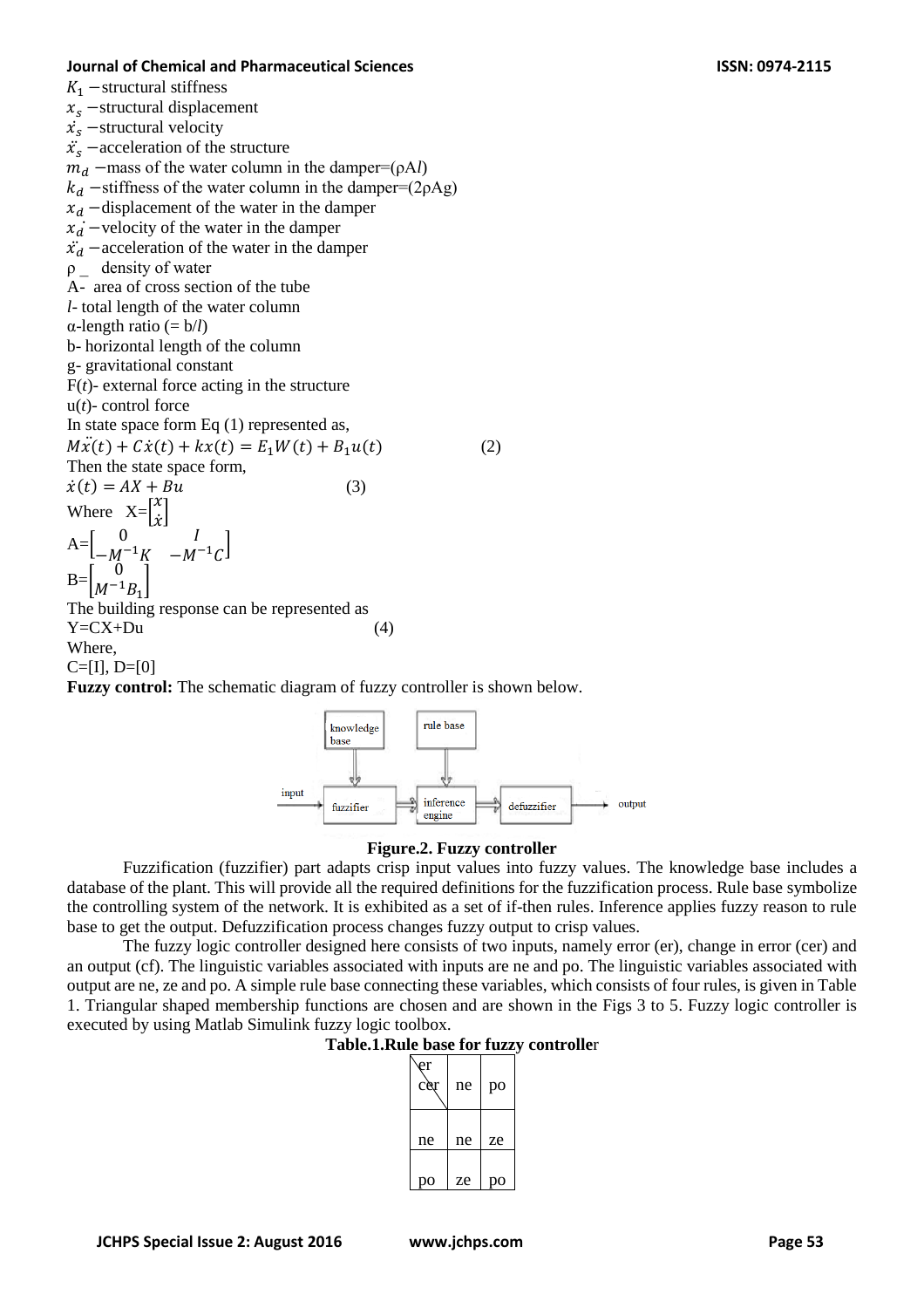$K_1$ −structural stiffness
$x_s$ −structural displacement
$\dot{x_s}$ −structural velocity
$\ddot{x_s}$ −acceleration of the structure
$m_d$ −mass of the water column in the damper=(ρA*l*)
$k_d$ −stiffness of the water column in the damper=(2ρAg)
$x_d$ −displacement of the water in the damper
$\dot{x_d}$ −velocity of the water in the damper
$\ddot{x_d}$ −acceleration of the water in the damper
ρ _ density of water
A- area of cross section of the tube
*l*- total length of the water column
α-length ratio (= b/*l*)
b- horizontal length of the column
g- gravitational constant
F(*t*)- external force acting in the structure
u(*t*)- control force

In state space form Eq (1) represented as,

$$M\ddot{x}(t) + C\dot{x}(t) + kx(t) = E_1W(t) + B_1u(t) \qquad (2)$$

Then the state space form,

$$\dot{x}(t) = AX + Bu \qquad (3)$$

Where $X=\begin{bmatrix} x \\ \dot{x} \end{bmatrix}$

$$A=\begin{bmatrix} 0 & I \\ -M^{-1}K & -M^{-1}C \end{bmatrix}$$

$$B=\begin{bmatrix} 0 \\ M^{-1}B_1 \end{bmatrix}$$

The building response can be represented as

$$Y=CX+Du \qquad (4)$$

Where,
C=[I], D=[0]

**Fuzzy control:** The schematic diagram of fuzzy controller is shown below.

**Figure.2. Fuzzy controller**

Fuzzification (fuzzifier) part adapts crisp input values into fuzzy values. The knowledge base includes a database of the plant. This will provide all the required definitions for the fuzzification process. Rule base symbolize the controlling system of the network. It is exhibited as a set of if-then rules. Inference applies fuzzy reason to rule base to get the output. Defuzzification process changes fuzzy output to crisp values.

The fuzzy logic controller designed here consists of two inputs, namely error (er), change in error (cer) and an output (cf). The linguistic variables associated with inputs are ne and po. The linguistic variables associated with output are ne, ze and po. A simple rule base connecting these variables, which consists of four rules, is given in Table 1. Triangular shaped membership functions are chosen and are shown in the Figs 3 to 5. Fuzzy logic controller is executed by using Matlab Simulink fuzzy logic toolbox.

**Table.1.Rule base for fuzzy controller**

| cer \ er | ne | po |
|---|---|---|
| ne | ne | ze |
| po | ze | po |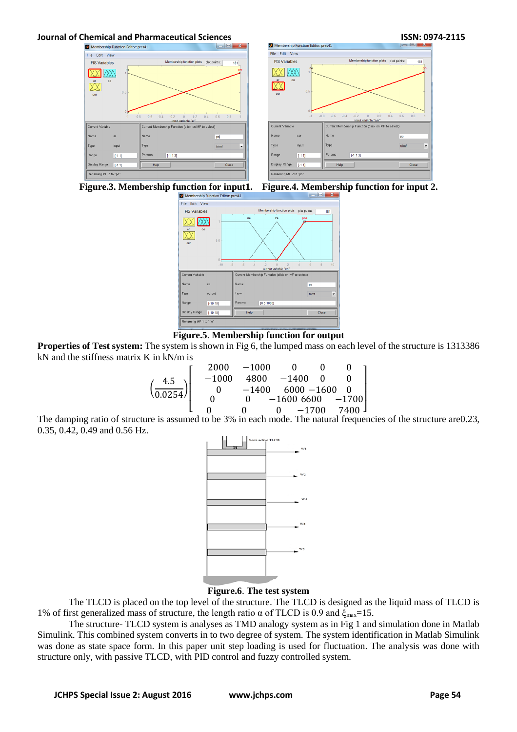Figure.3. Membership function for input1. Figure.4. Membership function for input 2.

Figure.5. Membership function for output

**Properties of Test system:** The system is shown in Fig 6, the lumped mass on each level of the structure is 1313386 kN and the stiffness matrix K in kN/m is

$$\left(\frac{4.5}{0.0254}\right)\begin{bmatrix} 2000 & -1000 & 0 & 0 & 0 \\ -1000 & 4800 & -1400 & 0 & 0 \\ 0 & -1400 & 6000 & -1600 & 0 \\ 0 & 0 & -1600 & 6600 & -1700 \\ 0 & 0 & 0 & -1700 & 7400 \end{bmatrix}$$

The damping ratio of structure is assumed to be 3% in each mode. The natural frequencies of the structure are0.23, 0.35, 0.42, 0.49 and 0.56 Hz.

Figure.6. The test system

The TLCD is placed on the top level of the structure. The TLCD is designed as the liquid mass of TLCD is 1% of first generalized mass of structure, the length ratio α of TLCD is 0.9 and $\xi_{max}$=15.

The structure- TLCD system is analyses as TMD analogy system as in Fig 1 and simulation done in Matlab Simulink. This combined system converts in to two degree of system. The system identification in Matlab Simulink was done as state space form. In this paper unit step loading is used for fluctuation. The analysis was done with structure only, with passive TLCD, with PID control and fuzzy controlled system.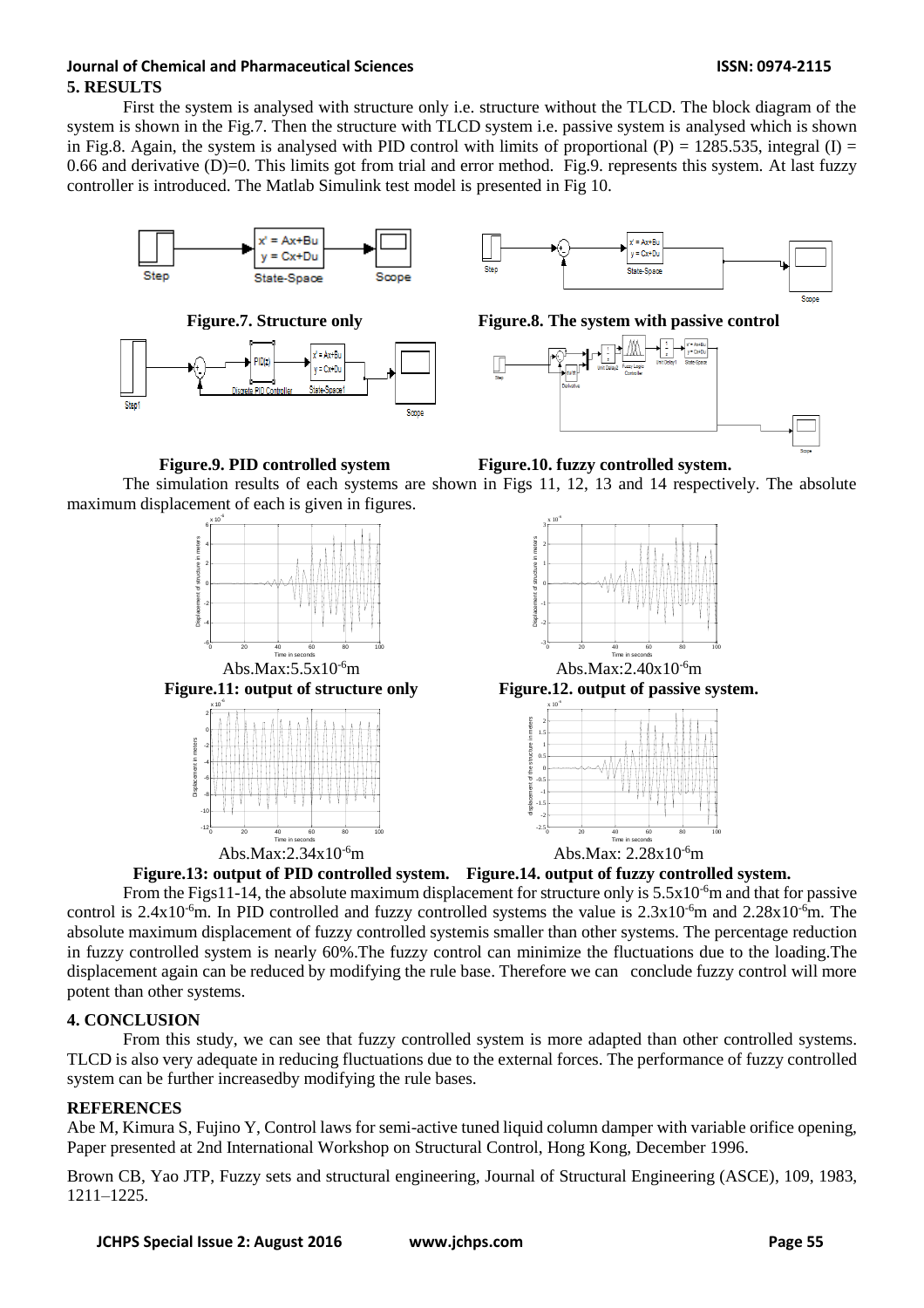## 5. RESULTS

First the system is analysed with structure only i.e. structure without the TLCD. The block diagram of the system is shown in the Fig.7. Then the structure with TLCD system i.e. passive system is analysed which is shown in Fig.8. Again, the system is analysed with PID control with limits of proportional (P) = 1285.535, integral (I) = 0.66 and derivative (D)=0. This limits got from trial and error method. Fig.9. represents this system. At last fuzzy controller is introduced. The Matlab Simulink test model is presented in Fig 10.

**Figure.7. Structure only**

**Figure.8. The system with passive control**

**Figure.9. PID controlled system**

**Figure.10. fuzzy controlled system.**

The simulation results of each systems are shown in Figs 11, 12, 13 and 14 respectively. The absolute maximum displacement of each is given in figures.

Abs.Max:$5.5 \times 10^{-6}$m

**Figure.11: output of structure only**

Abs.Max:$2.40 \times 10^{-6}$m

**Figure.12. output of passive system.**

Abs.Max:$2.34 \times 10^{-6}$m

**Figure.13: output of PID controlled system.**

Abs.Max: $2.28 \times 10^{-6}$m

**Figure.14. output of fuzzy controlled system.**

From the Figs11-14, the absolute maximum displacement for structure only is $5.5 \times 10^{-6}$m and that for passive control is $2.4 \times 10^{-6}$m. In PID controlled and fuzzy controlled systems the value is $2.3 \times 10^{-6}$m and $2.28 \times 10^{-6}$m. The absolute maximum displacement of fuzzy controlled systemis smaller than other systems. The percentage reduction in fuzzy controlled system is nearly 60%.The fuzzy control can minimize the fluctuations due to the loading.The displacement again can be reduced by modifying the rule base. Therefore we can conclude fuzzy control will more potent than other systems.

## 4. CONCLUSION

From this study, we can see that fuzzy controlled system is more adapted than other controlled systems. TLCD is also very adequate in reducing fluctuations due to the external forces. The performance of fuzzy controlled system can be further increasedby modifying the rule bases.

## REFERENCES

Abe M, Kimura S, Fujino Y, Control laws for semi-active tuned liquid column damper with variable orifice opening, Paper presented at 2nd International Workshop on Structural Control, Hong Kong, December 1996.

Brown CB, Yao JTP, Fuzzy sets and structural engineering, Journal of Structural Engineering (ASCE), 109, 1983, 1211–1225.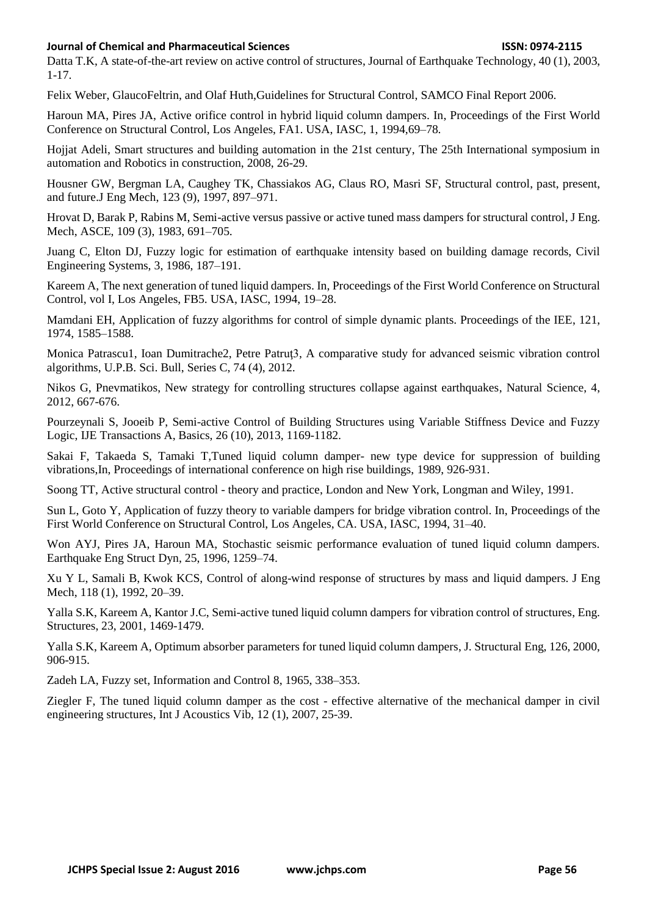Datta T.K, A state-of-the-art review on active control of structures, Journal of Earthquake Technology, 40 (1), 2003, 1-17.

Felix Weber, GlaucoFeltrin, and Olaf Huth,Guidelines for Structural Control, SAMCO Final Report 2006.

Haroun MA, Pires JA, Active orifice control in hybrid liquid column dampers. In, Proceedings of the First World Conference on Structural Control, Los Angeles, FA1. USA, IASC, 1, 1994,69–78.

Hojjat Adeli, Smart structures and building automation in the 21st century, The 25th International symposium in automation and Robotics in construction, 2008, 26-29.

Housner GW, Bergman LA, Caughey TK, Chassiakos AG, Claus RO, Masri SF, Structural control, past, present, and future.J Eng Mech, 123 (9), 1997, 897–971.

Hrovat D, Barak P, Rabins M, Semi-active versus passive or active tuned mass dampers for structural control, J Eng. Mech, ASCE, 109 (3), 1983, 691–705.

Juang C, Elton DJ, Fuzzy logic for estimation of earthquake intensity based on building damage records, Civil Engineering Systems, 3, 1986, 187–191.

Kareem A, The next generation of tuned liquid dampers. In, Proceedings of the First World Conference on Structural Control, vol I, Los Angeles, FB5. USA, IASC, 1994, 19–28.

Mamdani EH, Application of fuzzy algorithms for control of simple dynamic plants. Proceedings of the IEE, 121, 1974, 1585–1588.

Monica Patrascu1, Ioan Dumitrache2, Petre Patruţ3, A comparative study for advanced seismic vibration control algorithms, U.P.B. Sci. Bull, Series C, 74 (4), 2012.

Nikos G, Pnevmatikos, New strategy for controlling structures collapse against earthquakes, Natural Science, 4, 2012, 667-676.

Pourzeynali S, Jooeib P, Semi-active Control of Building Structures using Variable Stiffness Device and Fuzzy Logic, IJE Transactions A, Basics, 26 (10), 2013, 1169-1182.

Sakai F, Takaeda S, Tamaki T,Tuned liquid column damper- new type device for suppression of building vibrations,In, Proceedings of international conference on high rise buildings, 1989, 926-931.

Soong TT, Active structural control - theory and practice, London and New York, Longman and Wiley, 1991.

Sun L, Goto Y, Application of fuzzy theory to variable dampers for bridge vibration control. In, Proceedings of the First World Conference on Structural Control, Los Angeles, CA. USA, IASC, 1994, 31–40.

Won AYJ, Pires JA, Haroun MA, Stochastic seismic performance evaluation of tuned liquid column dampers. Earthquake Eng Struct Dyn, 25, 1996, 1259–74.

Xu Y L, Samali B, Kwok KCS, Control of along-wind response of structures by mass and liquid dampers. J Eng Mech, 118 (1), 1992, 20–39.

Yalla S.K, Kareem A, Kantor J.C, Semi-active tuned liquid column dampers for vibration control of structures, Eng. Structures, 23, 2001, 1469-1479.

Yalla S.K, Kareem A, Optimum absorber parameters for tuned liquid column dampers, J. Structural Eng, 126, 2000, 906-915.

Zadeh LA, Fuzzy set, Information and Control 8, 1965, 338–353.

Ziegler F, The tuned liquid column damper as the cost - effective alternative of the mechanical damper in civil engineering structures, Int J Acoustics Vib, 12 (1), 2007, 25-39.